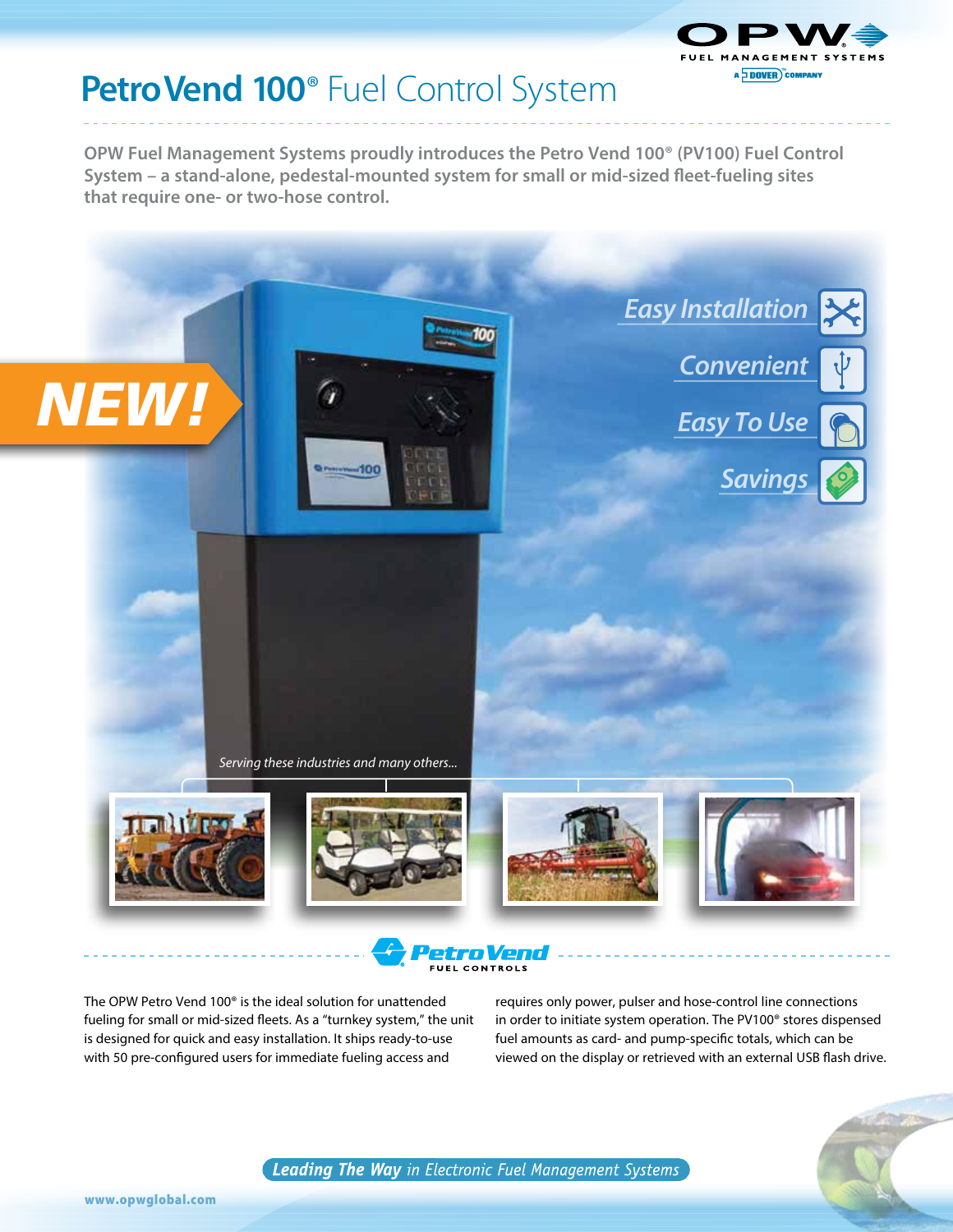# PetroVend 100® Fuel Control System

**OPW Fuel Management Systems proudly introduces the Petro Vend 100® (PV100) Fuel Control System – a stand-alone, pedestal-mounted system for small or mid-sized fleet-fueling sites that require one- or two-hose control.**

**NEW!**

*Easy Installation*

*Convenient*

*Easy To Use*

*Savings*

*Serving these industries and many others...*

The OPW Petro Vend 100® is the ideal solution for unattended fueling for small or mid-sized fleets. As a "turnkey system," the unit is designed for quick and easy installation. It ships ready-to-use with 50 pre-configured users for immediate fueling access and requires only power, pulser and hose-control line connections in order to initiate system operation. The PV100® stores dispensed fuel amounts as card- and pump-specific totals, which can be viewed on the display or retrieved with an external USB flash drive.

***Leading The Way*** *in Electronic Fuel Management Systems*

www.opwglobal.com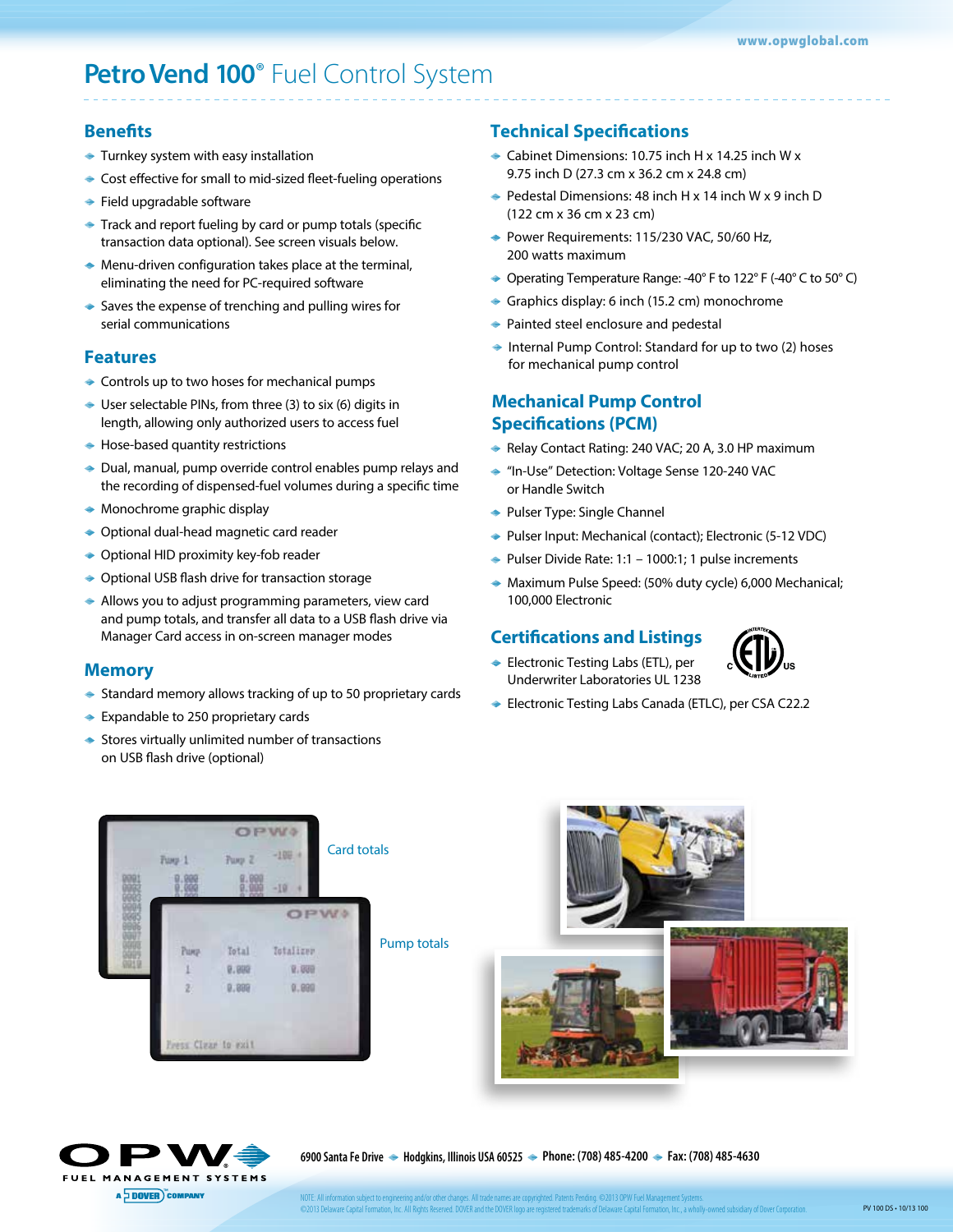# Petro Vend 100® Fuel Control System

## Benefits

- Turnkey system with easy installation
- Cost effective for small to mid-sized fleet-fueling operations
- Field upgradable software
- Track and report fueling by card or pump totals (specific transaction data optional). See screen visuals below.
- Menu-driven configuration takes place at the terminal, eliminating the need for PC-required software
- Saves the expense of trenching and pulling wires for serial communications

## Features

- Controls up to two hoses for mechanical pumps
- User selectable PINs, from three (3) to six (6) digits in length, allowing only authorized users to access fuel
- Hose-based quantity restrictions
- Dual, manual, pump override control enables pump relays and the recording of dispensed-fuel volumes during a specific time
- Monochrome graphic display
- Optional dual-head magnetic card reader
- Optional HID proximity key-fob reader
- Optional USB flash drive for transaction storage
- Allows you to adjust programming parameters, view card and pump totals, and transfer all data to a USB flash drive via Manager Card access in on-screen manager modes

## Memory

- Standard memory allows tracking of up to 50 proprietary cards
- Expandable to 250 proprietary cards
- Stores virtually unlimited number of transactions on USB flash drive (optional)

## Technical Specifications

- Cabinet Dimensions: 10.75 inch H x 14.25 inch W x 9.75 inch D (27.3 cm x 36.2 cm x 24.8 cm)
- Pedestal Dimensions: 48 inch H x 14 inch W x 9 inch D (122 cm x 36 cm x 23 cm)
- Power Requirements: 115/230 VAC, 50/60 Hz, 200 watts maximum
- Operating Temperature Range: -40° F to 122° F (-40° C to 50° C)
- Graphics display: 6 inch (15.2 cm) monochrome
- Painted steel enclosure and pedestal
- Internal Pump Control: Standard for up to two (2) hoses for mechanical pump control

## Mechanical Pump Control Specifications (PCM)

- Relay Contact Rating: 240 VAC; 20 A, 3.0 HP maximum
- "In-Use" Detection: Voltage Sense 120-240 VAC or Handle Switch
- Pulser Type: Single Channel
- Pulser Input: Mechanical (contact); Electronic (5-12 VDC)
- Pulser Divide Rate: 1:1 – 1000:1; 1 pulse increments
- Maximum Pulse Speed: (50% duty cycle) 6,000 Mechanical; 100,000 Electronic

## Certifications and Listings

- Electronic Testing Labs (ETL), per Underwriter Laboratories UL 1238
- Electronic Testing Labs Canada (ETLC), per CSA C22.2

Card totals

Pump totals

OPW FUEL MANAGEMENT SYSTEMS — A DOVER COMPANY

6900 Santa Fe Drive · Hodgkins, Illinois USA 60525 · Phone: (708) 485-4200 · Fax: (708) 485-4630

NOTE: All information subject to engineering and/or other changes. All trade names are copyrighted. Patents Pending. ©2013 OPW Fuel Management Systems.
©2013 Delaware Capital Formation, Inc. All Rights Reserved. DOVER and the DOVER logo are registered trademarks of Delaware Capital Formation, Inc., a wholly-owned subsidiary of Dover Corporation.

PV 100 DS • 10/13 100